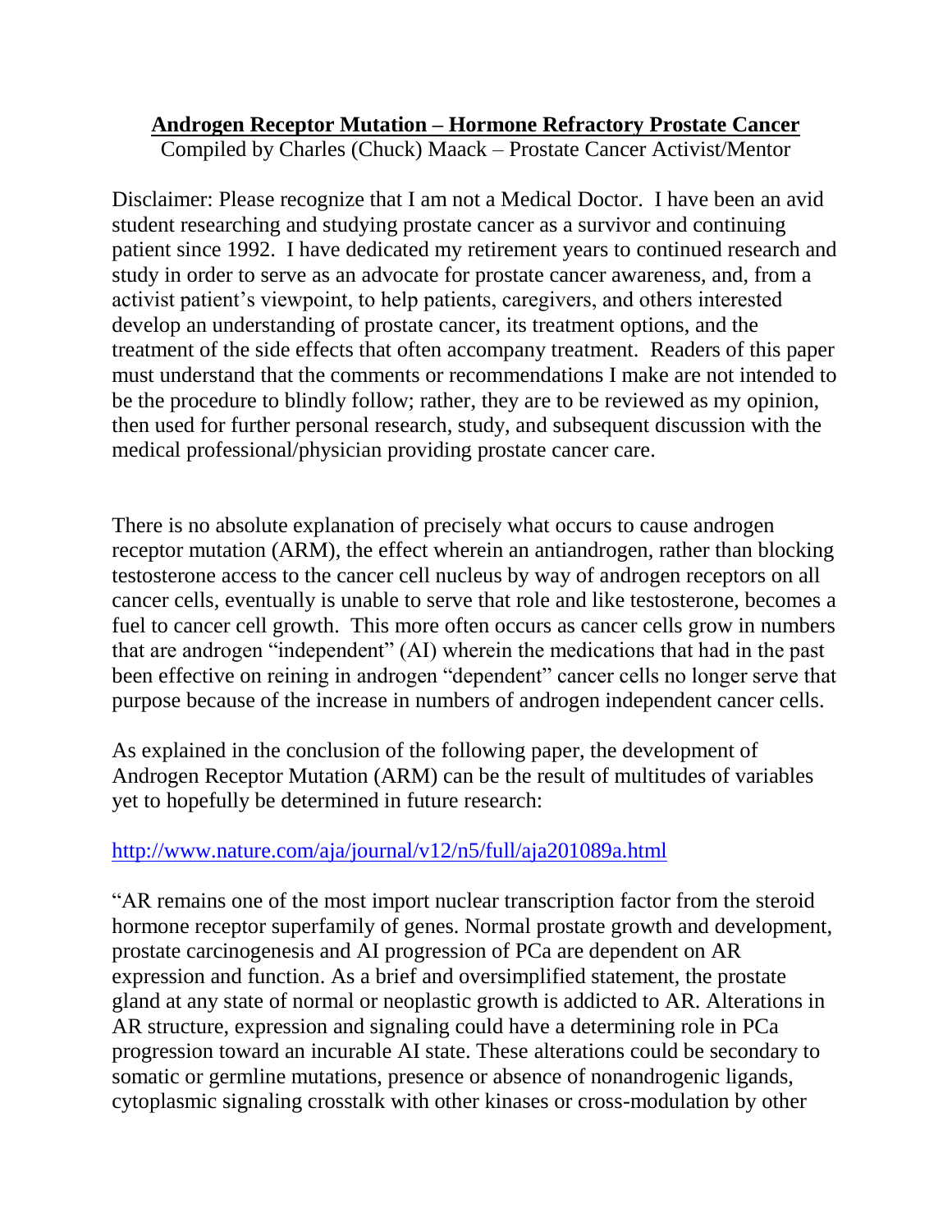# **Androgen Receptor Mutation – Hormone Refractory Prostate Cancer**

Compiled by Charles (Chuck) Maack – Prostate Cancer Activist/Mentor

Disclaimer: Please recognize that I am not a Medical Doctor. I have been an avid student researching and studying prostate cancer as a survivor and continuing patient since 1992. I have dedicated my retirement years to continued research and study in order to serve as an advocate for prostate cancer awareness, and, from a activist patient's viewpoint, to help patients, caregivers, and others interested develop an understanding of prostate cancer, its treatment options, and the treatment of the side effects that often accompany treatment. Readers of this paper must understand that the comments or recommendations I make are not intended to be the procedure to blindly follow; rather, they are to be reviewed as my opinion, then used for further personal research, study, and subsequent discussion with the medical professional/physician providing prostate cancer care.

There is no absolute explanation of precisely what occurs to cause androgen receptor mutation (ARM), the effect wherein an antiandrogen, rather than blocking testosterone access to the cancer cell nucleus by way of androgen receptors on all cancer cells, eventually is unable to serve that role and like testosterone, becomes a fuel to cancer cell growth. This more often occurs as cancer cells grow in numbers that are androgen "independent" (AI) wherein the medications that had in the past been effective on reining in androgen "dependent" cancer cells no longer serve that purpose because of the increase in numbers of androgen independent cancer cells.

As explained in the conclusion of the following paper, the development of Androgen Receptor Mutation (ARM) can be the result of multitudes of variables yet to hopefully be determined in future research:

http://www.nature.com/aja/journal/v12/n5/full/aja201089a.html

"AR remains one of the most import nuclear transcription factor from the steroid hormone receptor superfamily of genes. Normal prostate growth and development, prostate carcinogenesis and AI progression of PCa are dependent on AR expression and function. As a brief and oversimplified statement, the prostate gland at any state of normal or neoplastic growth is addicted to AR. Alterations in AR structure, expression and signaling could have a determining role in PCa progression toward an incurable AI state. These alterations could be secondary to somatic or germline mutations, presence or absence of nonandrogenic ligands, cytoplasmic signaling crosstalk with other kinases or cross-modulation by other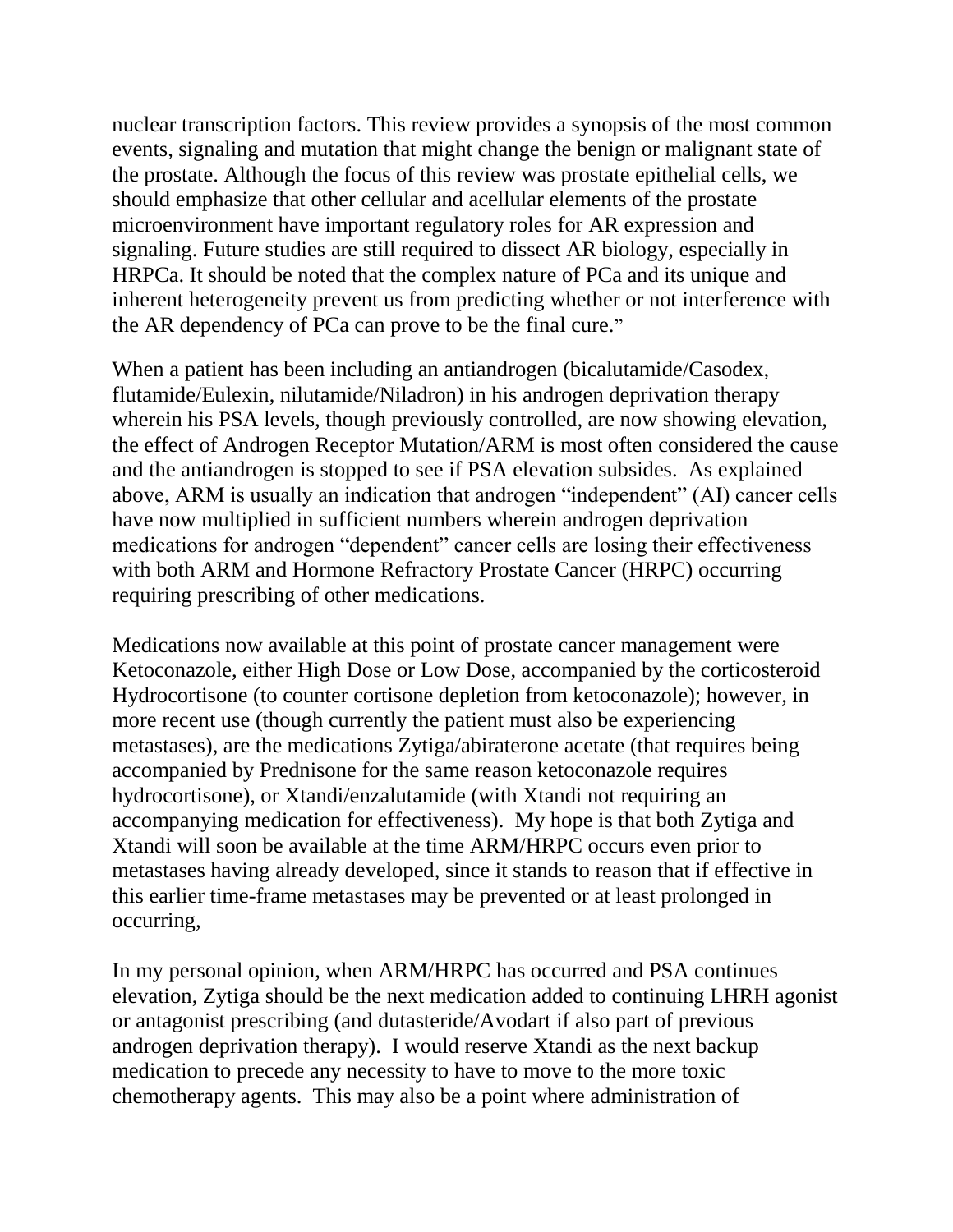nuclear transcription factors. This review provides a synopsis of the most common events, signaling and mutation that might change the benign or malignant state of the prostate. Although the focus of this review was prostate epithelial cells, we should emphasize that other cellular and acellular elements of the prostate microenvironment have important regulatory roles for AR expression and signaling. Future studies are still required to dissect AR biology, especially in HRPCa. It should be noted that the complex nature of PCa and its unique and inherent heterogeneity prevent us from predicting whether or not interference with the AR dependency of PCa can prove to be the final cure."

When a patient has been including an antiandrogen (bicalutamide/Casodex, flutamide/Eulexin, nilutamide/Niladron) in his androgen deprivation therapy wherein his PSA levels, though previously controlled, are now showing elevation, the effect of Androgen Receptor Mutation/ARM is most often considered the cause and the antiandrogen is stopped to see if PSA elevation subsides. As explained above, ARM is usually an indication that androgen "independent" (AI) cancer cells have now multiplied in sufficient numbers wherein androgen deprivation medications for androgen "dependent" cancer cells are losing their effectiveness with both ARM and Hormone Refractory Prostate Cancer (HRPC) occurring requiring prescribing of other medications.

Medications now available at this point of prostate cancer management were Ketoconazole, either High Dose or Low Dose, accompanied by the corticosteroid Hydrocortisone (to counter cortisone depletion from ketoconazole); however, in more recent use (though currently the patient must also be experiencing metastases), are the medications Zytiga/abiraterone acetate (that requires being accompanied by Prednisone for the same reason ketoconazole requires hydrocortisone), or Xtandi/enzalutamide (with Xtandi not requiring an accompanying medication for effectiveness). My hope is that both Zytiga and Xtandi will soon be available at the time ARM/HRPC occurs even prior to metastases having already developed, since it stands to reason that if effective in this earlier time-frame metastases may be prevented or at least prolonged in occurring,

In my personal opinion, when ARM/HRPC has occurred and PSA continues elevation, Zytiga should be the next medication added to continuing LHRH agonist or antagonist prescribing (and dutasteride/Avodart if also part of previous androgen deprivation therapy). I would reserve Xtandi as the next backup medication to precede any necessity to have to move to the more toxic chemotherapy agents. This may also be a point where administration of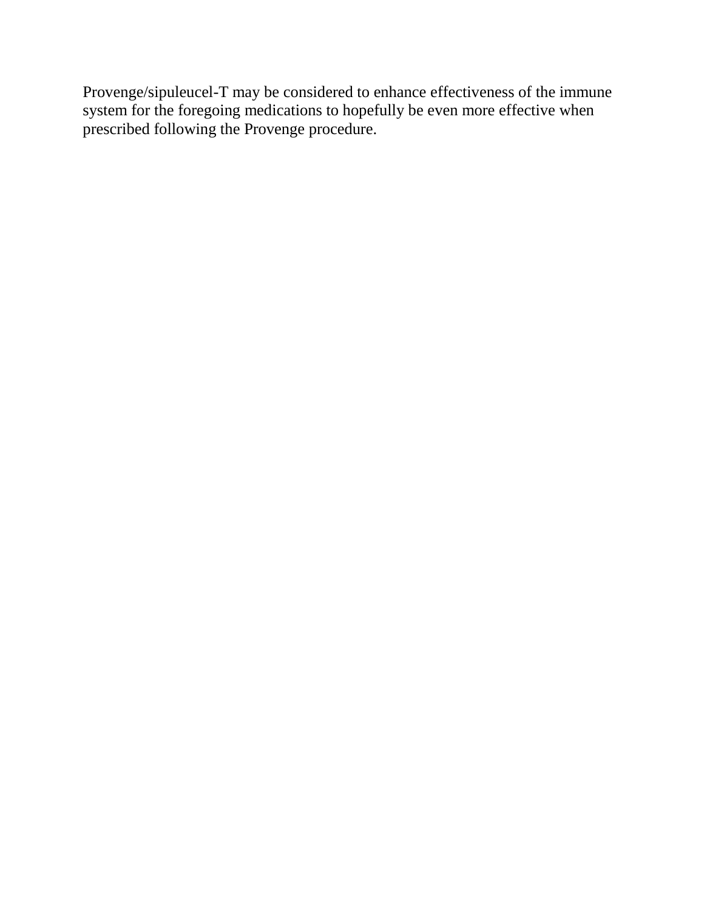Provenge/sipuleucel-T may be considered to enhance effectiveness of the immune system for the foregoing medications to hopefully be even more effective when prescribed following the Provenge procedure.